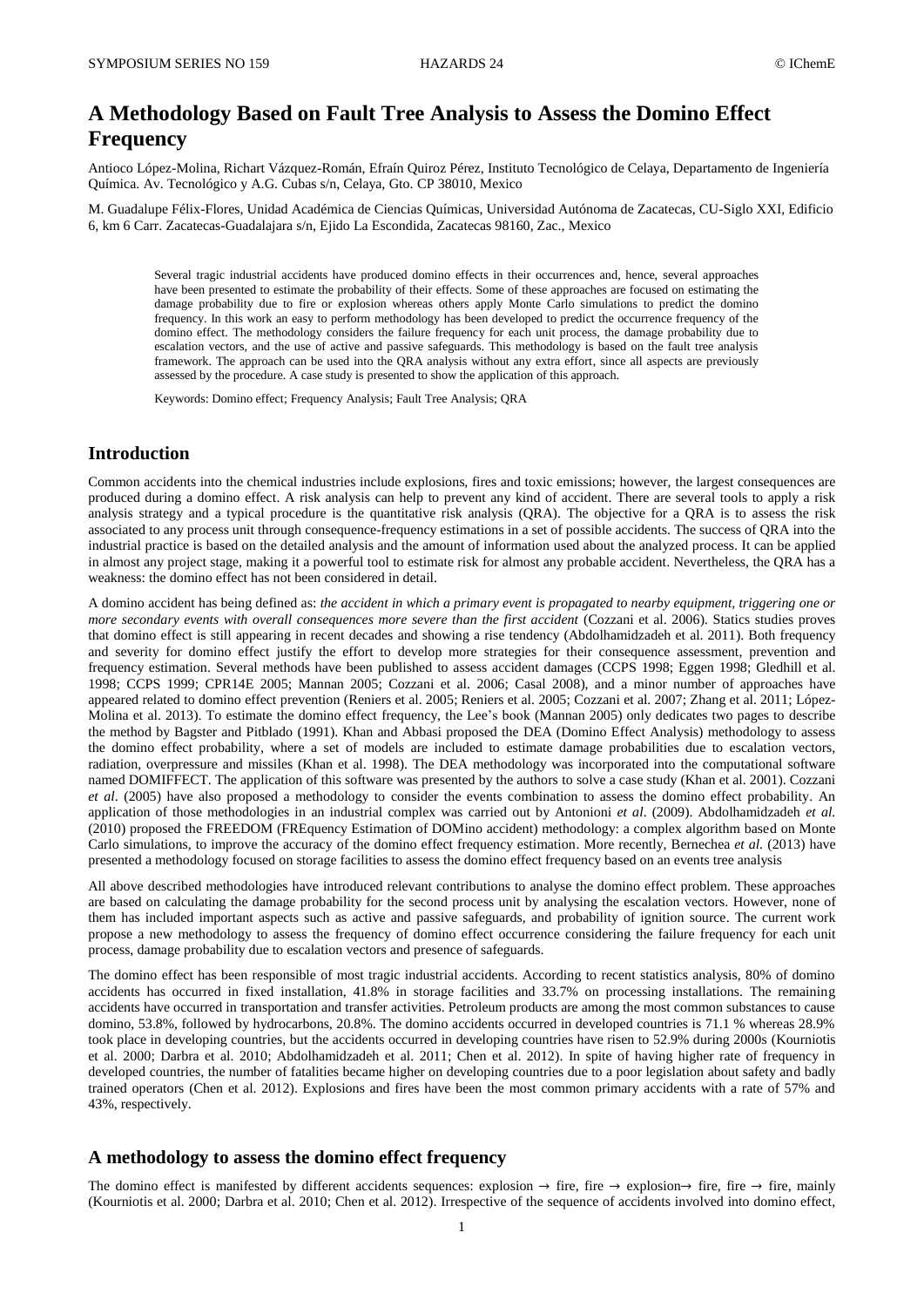# A Methodology Based on Fault Tree Analysis to Assess the Domino Effect Frequency

Antioco López-Molina, Richart Vázquez-Román, Efraín Quiroz Pérez, Instituto Tecnológico de Celaya, Departamento de Ingeniería Química. Av. Tecnológico y A.G. Cubas s/n, Celaya, Gto. CP 38010, Mexico

M. Guadalupe Félix-Flores, Unidad Académica de Ciencias Químicas, Universidad Autónoma de Zacatecas, CU-Siglo XXI, Edificio 6, km 6 Carr. Zacatecas-Guadalajara s/n, Ejido La Escondida, Zacatecas 98160, Zac., Mexico

Several tragic industrial accidents have produced domino effects in their occurrences and, hence, several approaches have been presented to estimate the probability of their effects. Some of these approaches are focused on estimating the damage probability due to fire or explosion whereas others apply Monte Carlo simulations to predict the domino frequency. In this work an easy to perform methodology has been developed to predict the occurrence frequency of the domino effect. The methodology considers the failure frequency for each unit process, the damage probability due to escalation vectors, and the use of active and passive safeguards. This methodology is based on the fault tree analysis framework. The approach can be used into the QRA analysis without any extra effort, since all aspects are previously assessed by the procedure. A case study is presented to show the application of this approach.

Keywords: Domino effect; Frequency Analysis; Fault Tree Analysis; QRA

## Introduction

Common accidents into the chemical industries include explosions, fires and toxic emissions; however, the largest consequences are produced during a domino effect. A risk analysis can help to prevent any kind of accident. There are several tools to apply a risk analysis strategy and a typical procedure is the quantitative risk analysis (QRA). The objective for a QRA is to assess the risk associated to any process unit through consequence-frequency estimations in a set of possible accidents. The success of QRA into the industrial practice is based on the detailed analysis and the amount of information used about the analyzed process. It can be applied in almost any project stage, making it a powerful tool to estimate risk for almost any probable accident. Nevertheless, the QRA has a weakness: the domino effect has not been considered in detail.

A domino accident has being defined as: *the accident in which a primary event is propagated to nearby equipment, triggering one or more secondary events with overall consequences more severe than the first accident* (Cozzani et al. 2006). Statics studies proves that domino effect is still appearing in recent decades and showing a rise tendency (Abdolhamidzadeh et al. 2011). Both frequency and severity for domino effect justify the effort to develop more strategies for their consequence assessment, prevention and frequency estimation. Several methods have been published to assess accident damages (CCPS 1998; Eggen 1998; Gledhill et al. 1998; CCPS 1999; CPR14E 2005; Mannan 2005; Cozzani et al. 2006; Casal 2008), and a minor number of approaches have appeared related to domino effect prevention (Reniers et al. 2005; Reniers et al. 2005; Cozzani et al. 2007; Zhang et al. 2011; López-Molina et al. 2013). To estimate the domino effect frequency, the Lee's book (Mannan 2005) only dedicates two pages to describe the method by Bagster and Pitblado (1991). Khan and Abbasi proposed the DEA (Domino Effect Analysis) methodology to assess the domino effect probability, where a set of models are included to estimate damage probabilities due to escalation vectors, radiation, overpressure and missiles (Khan et al. 1998). The DEA methodology was incorporated into the computational software named DOMIFFECT. The application of this software was presented by the authors to solve a case study (Khan et al. 2001). Cozzani *et al*. (2005) have also proposed a methodology to consider the events combination to assess the domino effect probability. An application of those methodologies in an industrial complex was carried out by Antonioni *et al*. (2009). Abdolhamidzadeh et al. (2010) proposed the FREEDOM (FREquency Estimation of DOMino accident) methodology: a complex algorithm based on Monte Carlo simulations, to improve the accuracy of the domino effect frequency estimation. More recently, Bernechea *et al.* (2013) have presented a methodology focused on storage facilities to assess the domino effect frequency based on an events tree analysis

All above described methodologies have introduced relevant contributions to analyse the domino effect problem. These approaches are based on calculating the damage probability for the second process unit by analysing the escalation vectors. However, none of them has included important aspects such as active and passive safeguards, and probability of ignition source. The current work propose a new methodology to assess the frequency of domino effect occurrence considering the failure frequency for each unit process, damage probability due to escalation vectors and presence of safeguards.

The domino effect has been responsible of most tragic industrial accidents. According to recent statistics analysis, 80% of domino accidents has occurred in fixed installation, 41.8% in storage facilities and 33.7% on processing installations. The remaining accidents have occurred in transportation and transfer activities. Petroleum products are among the most common substances to cause domino, 53.8%, followed by hydrocarbons, 20.8%. The domino accidents occurred in developed countries is 71.1 % whereas 28.9% took place in developing countries, but the accidents occurred in developing countries have risen to 52.9% during 2000s (Kourniotis et al. 2000; Darbra et al. 2010; Abdolhamidzadeh et al. 2011; Chen et al. 2012). In spite of having higher rate of frequency in developed countries, the number of fatalities became higher on developing countries due to a poor legislation about safety and badly trained operators (Chen et al. 2012). Explosions and fires have been the most common primary accidents with a rate of 57% and 43%, respectively.

## A methodology to assess the domino effect frequency

The domino effect is manifested by different accidents sequences: explosion → fire, fire → explosion→ fire, fire → fire, mainly (Kourniotis et al. 2000; Darbra et al. 2010; Chen et al. 2012). Irrespective of the sequence of accidents involved into domino effect,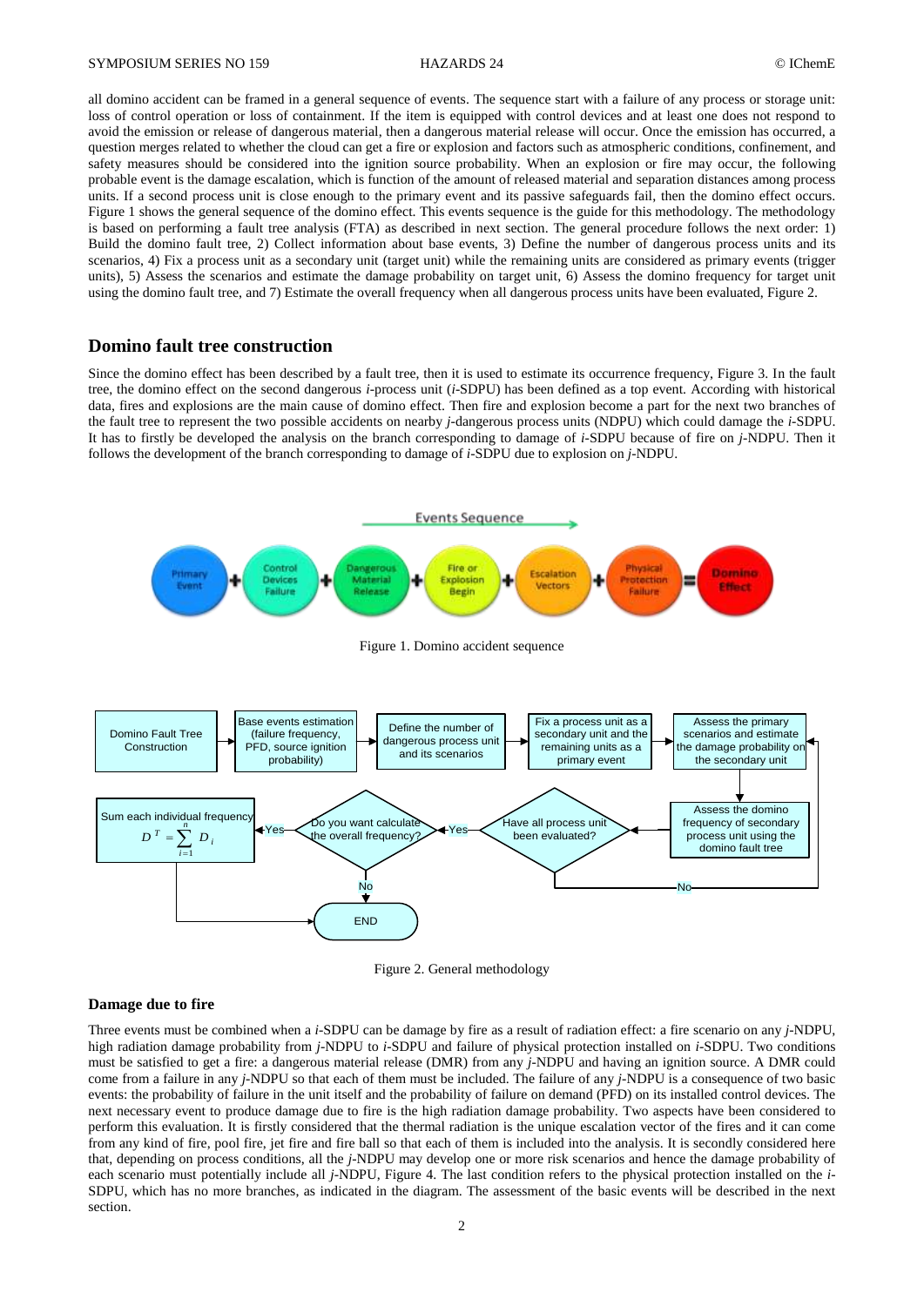all domino accident can be framed in a general sequence of events. The sequence start with a failure of any process or storage unit: loss of control operation or loss of containment. If the item is equipped with control devices and at least one does not respond to avoid the emission or release of dangerous material, then a dangerous material release will occur. Once the emission has occurred, a question merges related to whether the cloud can get a fire or explosion and factors such as atmospheric conditions, confinement, and safety measures should be considered into the ignition source probability. When an explosion or fire may occur, the following probable event is the damage escalation, which is function of the amount of released material and separation distances among process units. If a second process unit is close enough to the primary event and its passive safeguards fail, then the domino effect occurs. Figure 1 shows the general sequence of the domino effect. This events sequence is the guide for this methodology. The methodology is based on performing a fault tree analysis (FTA) as described in next section. The general procedure follows the next order: 1) Build the domino fault tree, 2) Collect information about base events, 3) Define the number of dangerous process units and its scenarios, 4) Fix a process unit as a secondary unit (target unit) while the remaining units are considered as primary events (trigger units), 5) Assess the scenarios and estimate the damage probability on target unit, 6) Assess the domino frequency for target unit using the domino fault tree, and 7) Estimate the overall frequency when all dangerous process units have been evaluated, Figure 2.

## Domino fault tree construction

Since the domino effect has been described by a fault tree, then it is used to estimate its occurrence frequency, Figure 3. In the fault tree, the domino effect on the second dangerous *i*-process unit (*i*-SDPU) has been defined as a top event. According with historical data, fires and explosions are the main cause of domino effect. Then fire and explosion become a part for the next two branches of the fault tree to represent the two possible accidents on nearby *j*-dangerous process units (NDPU) which could damage the *i*-SDPU. It has to firstly be developed the analysis on the branch corresponding to damage of *i*-SDPU because of fire on *j*-NDPU. Then it follows the development of the branch corresponding to damage of *i*-SDPU due to explosion on *j*-NDPU.

Events Sequence

Primary Event + Control Devices Failure + Dangerous Material Release + Fire or Explosion Begin + Escalation Vectors + Physical Protection Failure = Domino Effect

Figure 1. Domino accident sequence

Domino Fault Tree Construction → Base events estimation (failure frequency, PFD, source ignition probability) → Define the number of dangerous process unit and its scenarios → Fix a process unit as a secondary unit and the remaining units as a primary event → Assess the primary scenarios and estimate the damage probability on the secondary unit → Assess the domino frequency of secondary process unit using the domino fault tree → Have all process unit been evaluated? (No → back to assess the primary scenarios; Yes →) Do you want calculate the overall frequency? (No → END; Yes →) Sum each individual frequency $D^T = \sum_{i=1}^{n} D_i$ → END

Figure 2. General methodology

### Damage due to fire

Three events must be combined when a *i*-SDPU can be damage by fire as a result of radiation effect: a fire scenario on any *j*-NDPU, high radiation damage probability from *j*-NDPU to *i*-SDPU and failure of physical protection installed on *i*-SDPU. Two conditions must be satisfied to get a fire: a dangerous material release (DMR) from any *j*-NDPU and having an ignition source. A DMR could come from a failure in any *j*-NDPU so that each of them must be included. The failure of any *j*-NDPU is a consequence of two basic events: the probability of failure in the unit itself and the probability of failure on demand (PFD) on its installed control devices. The next necessary event to produce damage due to fire is the high radiation damage probability. Two aspects have been considered to perform this evaluation. It is firstly considered that the thermal radiation is the unique escalation vector of the fires and it can come from any kind of fire, pool fire, jet fire and fire ball so that each of them is included into the analysis. It is secondly considered here that, depending on process conditions, all the *j*-NDPU may develop one or more risk scenarios and hence the damage probability of each scenario must potentially include all *j*-NDPU, Figure 4. The last condition refers to the physical protection installed on the *i*-SDPU, which has no more branches, as indicated in the diagram. The assessment of the basic events will be described in the next section.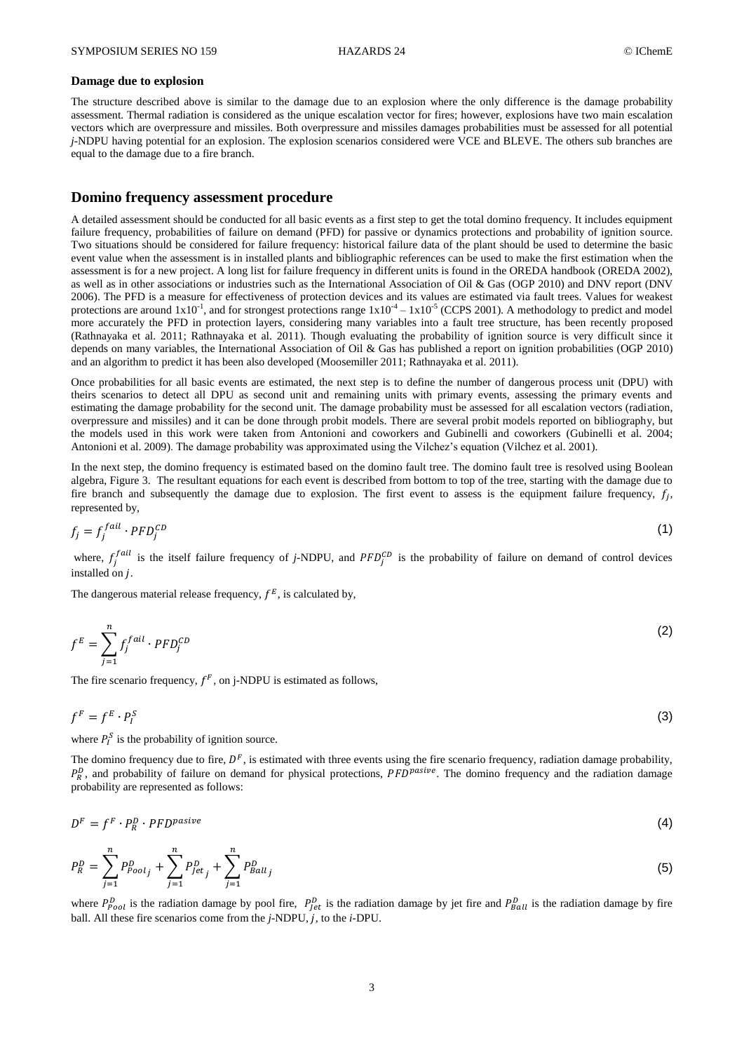**Damage due to explosion**

The structure described above is similar to the damage due to an explosion where the only difference is the damage probability assessment. Thermal radiation is considered as the unique escalation vector for fires; however, explosions have two main escalation vectors which are overpressure and missiles. Both overpressure and missiles damages probabilities must be assessed for all potential *j*-NDPU having potential for an explosion. The explosion scenarios considered were VCE and BLEVE. The others sub branches are equal to the damage due to a fire branch.

## Domino frequency assessment procedure

A detailed assessment should be conducted for all basic events as a first step to get the total domino frequency. It includes equipment failure frequency, probabilities of failure on demand (PFD) for passive or dynamics protections and probability of ignition source. Two situations should be considered for failure frequency: historical failure data of the plant should be used to determine the basic event value when the assessment is in installed plants and bibliographic references can be used to make the first estimation when the assessment is for a new project. A long list for failure frequency in different units is found in the OREDA handbook (OREDA 2002), as well as in other associations or industries such as the International Association of Oil & Gas (OGP 2010) and DNV report (DNV 2006). The PFD is a measure for effectiveness of protection devices and its values are estimated via fault trees. Values for weakest protections are around $1x10^{-1}$, and for strongest protections range $1x10^{-4} – 1x10^{-5}$ (CCPS 2001). A methodology to predict and model more accurately the PFD in protection layers, considering many variables into a fault tree structure, has been recently proposed (Rathnayaka et al. 2011; Rathnayaka et al. 2011). Though evaluating the probability of ignition source is very difficult since it depends on many variables, the International Association of Oil & Gas has published a report on ignition probabilities (OGP 2010) and an algorithm to predict it has been also developed (Moosemiller 2011; Rathnayaka et al. 2011).

Once probabilities for all basic events are estimated, the next step is to define the number of dangerous process unit (DPU) with theirs scenarios to detect all DPU as second unit and remaining units with primary events, assessing the primary events and estimating the damage probability for the second unit. The damage probability must be assessed for all escalation vectors (radiation, overpressure and missiles) and it can be done through probit models. There are several probit models reported on bibliography, but the models used in this work were taken from Antonioni and coworkers and Gubinelli and coworkers (Gubinelli et al. 2004; Antonioni et al. 2009). The damage probability was approximated using the Vilchez's equation (Vilchez et al. 2001).

In the next step, the domino frequency is estimated based on the domino fault tree. The domino fault tree is resolved using Boolean algebra, Figure 3. The resultant equations for each event is described from bottom to top of the tree, starting with the damage due to fire branch and subsequently the damage due to explosion. The first event to assess is the equipment failure frequency, $f_j$, represented by,

$$f_j = f_j^{fail} \cdot PFD_j^{CD} \tag{1}$$

where, $f_j^{fail}$ is the itself failure frequency of *j*-NDPU, and $PFD_j^{CD}$ is the probability of failure on demand of control devices installed on $j$.

The dangerous material release frequency, $f^E$, is calculated by,

$$f^E = \sum_{j=1}^{n} f_j^{fail} \cdot PFD_j^{CD} \tag{2}$$

The fire scenario frequency, $f^F$, on j-NDPU is estimated as follows,

$$f^F = f^E \cdot P_I^S \tag{3}$$

where $P_I^S$ is the probability of ignition source.

The domino frequency due to fire, $D^F$, is estimated with three events using the fire scenario frequency, radiation damage probability, $P_R^D$, and probability of failure on demand for physical protections, $PFD^{pasive}$. The domino frequency and the radiation damage probability are represented as follows:

$$D^F = f^F \cdot P_R^D \cdot PFD^{pasive} \tag{4}$$

$$P_R^D = \sum_{j=1}^{n} P_{Pool\,j}^D + \sum_{j=1}^{n} P_{Jet\,j}^D + \sum_{j=1}^{n} P_{Ball\,j}^D \tag{5}$$

where $P_{Pool}^D$ is the radiation damage by pool fire, $P_{Jet}^D$ is the radiation damage by jet fire and $P_{Ball}^D$ is the radiation damage by fire ball. All these fire scenarios come from the *j*-NDPU, $j$, to the *i*-DPU.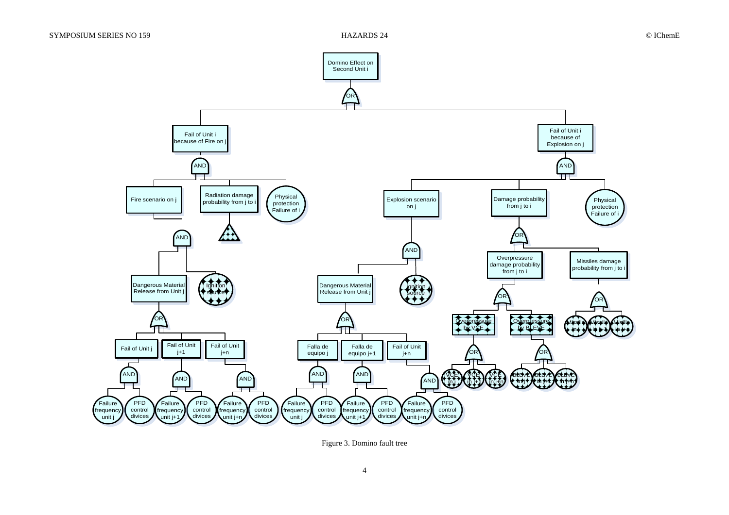Figure 3. Domino fault tree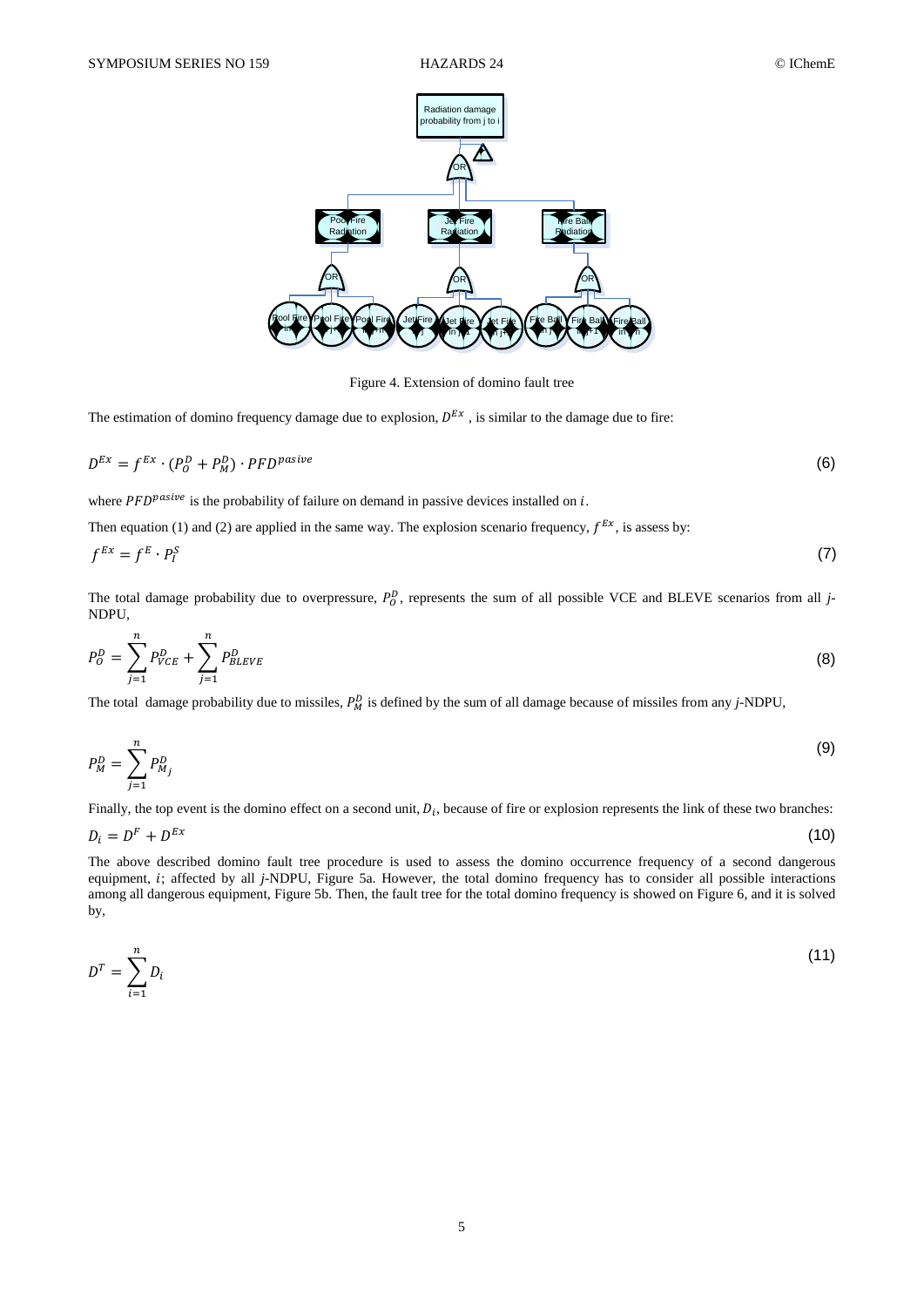Figure 4. Extension of domino fault tree

The estimation of domino frequency damage due to explosion, $D^{Ex}$ , is similar to the damage due to fire:

$$D^{Ex} = f^{Ex} \cdot (P_O^D + P_M^D) \cdot PFD^{pasive} \tag{6}$$

where $PFD^{pasive}$ is the probability of failure on demand in passive devices installed on $i$.

Then equation (1) and (2) are applied in the same way. The explosion scenario frequency, $f^{Ex}$, is assess by:

$$f^{Ex} = f^E \cdot P_I^S \tag{7}$$

The total damage probability due to overpressure, $P_O^D$, represents the sum of all possible VCE and BLEVE scenarios from all *j*-NDPU,

$$P_O^D = \sum_{j=1}^{n} P_{VCE}^D + \sum_{j=1}^{n} P_{BLEVE}^D \tag{8}$$

The total damage probability due to missiles, $P_M^D$ is defined by the sum of all damage because of missiles from any *j*-NDPU,

$$P_M^D = \sum_{j=1}^{n} P_{M_j}^D \tag{9}$$

Finally, the top event is the domino effect on a second unit, $D_i$, because of fire or explosion represents the link of these two branches:

$$D_i = D^F + D^{Ex} \tag{10}$$

The above described domino fault tree procedure is used to assess the domino occurrence frequency of a second dangerous equipment, $i$; affected by all *j*-NDPU, Figure 5a. However, the total domino frequency has to consider all possible interactions among all dangerous equipment, Figure 5b. Then, the fault tree for the total domino frequency is showed on Figure 6, and it is solved by,

$$D^T = \sum_{i=1}^{n} D_i \tag{11}$$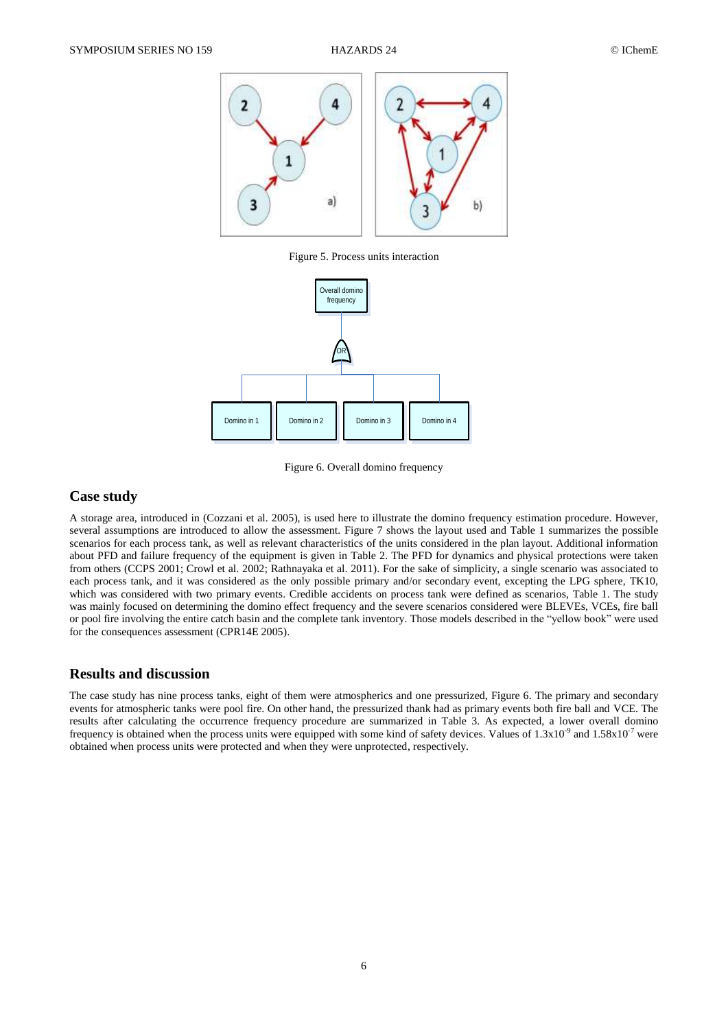Figure 5. Process units interaction

Figure 6. Overall domino frequency

## Case study

A storage area, introduced in (Cozzani et al. 2005), is used here to illustrate the domino frequency estimation procedure. However, several assumptions are introduced to allow the assessment. Figure 7 shows the layout used and Table 1 summarizes the possible scenarios for each process tank, as well as relevant characteristics of the units considered in the plan layout. Additional information about PFD and failure frequency of the equipment is given in Table 2. The PFD for dynamics and physical protections were taken from others (CCPS 2001; Crowl et al. 2002; Rathnayaka et al. 2011). For the sake of simplicity, a single scenario was associated to each process tank, and it was considered as the only possible primary and/or secondary event, excepting the LPG sphere, TK10, which was considered with two primary events. Credible accidents on process tank were defined as scenarios, Table 1. The study was mainly focused on determining the domino effect frequency and the severe scenarios considered were BLEVEs, VCEs, fire ball or pool fire involving the entire catch basin and the complete tank inventory. Those models described in the "yellow book" were used for the consequences assessment (CPR14E 2005).

## Results and discussion

The case study has nine process tanks, eight of them were atmospherics and one pressurized, Figure 6. The primary and secondary events for atmospheric tanks were pool fire. On other hand, the pressurized thank had as primary events both fire ball and VCE. The results after calculating the occurrence frequency procedure are summarized in Table 3. As expected, a lower overall domino frequency is obtained when the process units were equipped with some kind of safety devices. Values of $1.3 \times 10^{-9}$ and $1.58 \times 10^{-7}$ were obtained when process units were protected and when they were unprotected, respectively.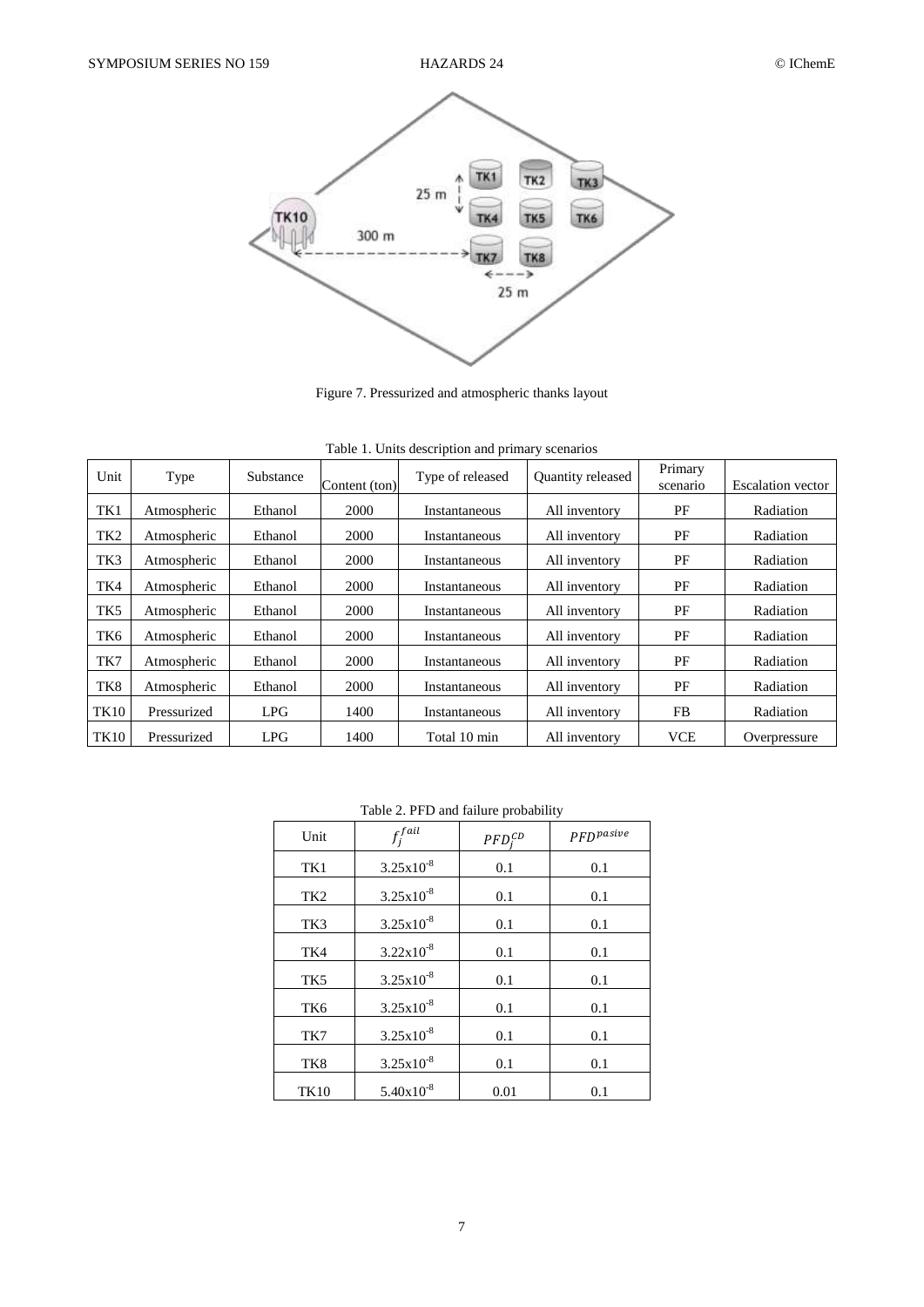Figure 7. Pressurized and atmospheric thanks layout

Table 1. Units description and primary scenarios

| Unit | Type | Substance | Content (ton) | Type of released | Quantity released | Primary scenario | Escalation vector |
|---|---|---|---|---|---|---|---|
| TK1 | Atmospheric | Ethanol | 2000 | Instantaneous | All inventory | PF | Radiation |
| TK2 | Atmospheric | Ethanol | 2000 | Instantaneous | All inventory | PF | Radiation |
| TK3 | Atmospheric | Ethanol | 2000 | Instantaneous | All inventory | PF | Radiation |
| TK4 | Atmospheric | Ethanol | 2000 | Instantaneous | All inventory | PF | Radiation |
| TK5 | Atmospheric | Ethanol | 2000 | Instantaneous | All inventory | PF | Radiation |
| TK6 | Atmospheric | Ethanol | 2000 | Instantaneous | All inventory | PF | Radiation |
| TK7 | Atmospheric | Ethanol | 2000 | Instantaneous | All inventory | PF | Radiation |
| TK8 | Atmospheric | Ethanol | 2000 | Instantaneous | All inventory | PF | Radiation |
| TK10 | Pressurized | LPG | 1400 | Instantaneous | All inventory | FB | Radiation |
| TK10 | Pressurized | LPG | 1400 | Total 10 min | All inventory | VCE | Overpressure |

Table 2. PFD and failure probability

| Unit | $f_j^{fail}$ | $PFD_j^{CD}$ | $PFD^{pasive}$ |
|---|---|---|---|
| TK1 | $3.25 \times 10^{-8}$ | 0.1 | 0.1 |
| TK2 | $3.25 \times 10^{-8}$ | 0.1 | 0.1 |
| TK3 | $3.25 \times 10^{-8}$ | 0.1 | 0.1 |
| TK4 | $3.22 \times 10^{-8}$ | 0.1 | 0.1 |
| TK5 | $3.25 \times 10^{-8}$ | 0.1 | 0.1 |
| TK6 | $3.25 \times 10^{-8}$ | 0.1 | 0.1 |
| TK7 | $3.25 \times 10^{-8}$ | 0.1 | 0.1 |
| TK8 | $3.25 \times 10^{-8}$ | 0.1 | 0.1 |
| TK10 | $5.40 \times 10^{-8}$ | 0.01 | 0.1 |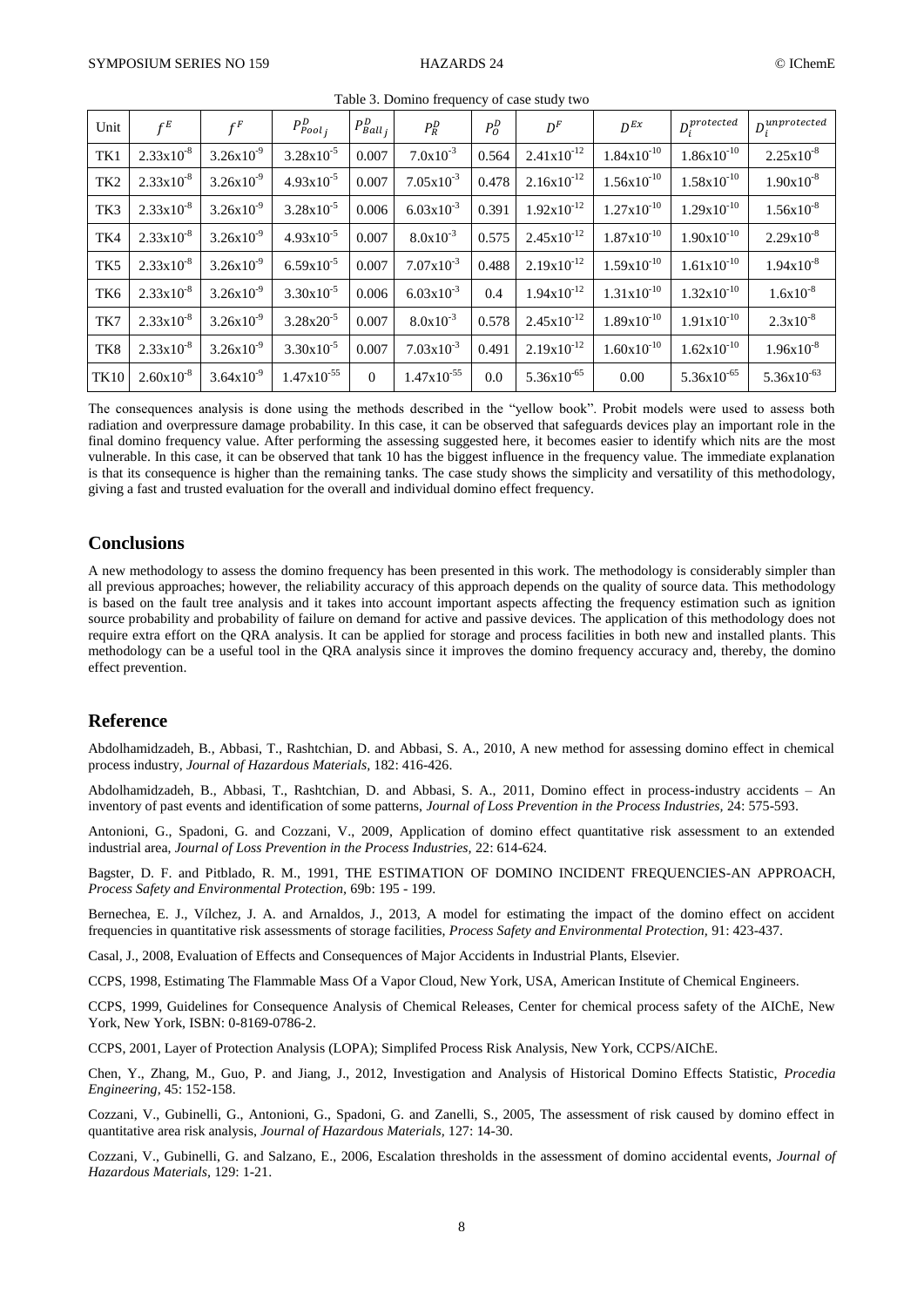Table 3. Domino frequency of case study two

| Unit | $f^E$ | $f^F$ | $P^D_{Pool_j}$ | $P^D_{Ball_j}$ | $P^D_R$ | $P^D_O$ | $D^F$ | $D^{Ex}$ | $D_i^{protected}$ | $D_i^{unprotected}$ |
|---|---|---|---|---|---|---|---|---|---|---|
| TK1 | $2.33x10^{-8}$ | $3.26x10^{-9}$ | $3.28x10^{-5}$ | 0.007 | $7.0x10^{-3}$ | 0.564 | $2.41x10^{-12}$ | $1.84x10^{-10}$ | $1.86x10^{-10}$ | $2.25x10^{-8}$ |
| TK2 | $2.33x10^{-8}$ | $3.26x10^{-9}$ | $4.93x10^{-5}$ | 0.007 | $7.05x10^{-3}$ | 0.478 | $2.16x10^{-12}$ | $1.56x10^{-10}$ | $1.58x10^{-10}$ | $1.90x10^{-8}$ |
| TK3 | $2.33x10^{-8}$ | $3.26x10^{-9}$ | $3.28x10^{-5}$ | 0.006 | $6.03x10^{-3}$ | 0.391 | $1.92x10^{-12}$ | $1.27x10^{-10}$ | $1.29x10^{-10}$ | $1.56x10^{-8}$ |
| TK4 | $2.33x10^{-8}$ | $3.26x10^{-9}$ | $4.93x10^{-5}$ | 0.007 | $8.0x10^{-3}$ | 0.575 | $2.45x10^{-12}$ | $1.87x10^{-10}$ | $1.90x10^{-10}$ | $2.29x10^{-8}$ |
| TK5 | $2.33x10^{-8}$ | $3.26x10^{-9}$ | $6.59x10^{-5}$ | 0.007 | $7.07x10^{-3}$ | 0.488 | $2.19x10^{-12}$ | $1.59x10^{-10}$ | $1.61x10^{-10}$ | $1.94x10^{-8}$ |
| TK6 | $2.33x10^{-8}$ | $3.26x10^{-9}$ | $3.30x10^{-5}$ | 0.006 | $6.03x10^{-3}$ | 0.4 | $1.94x10^{-12}$ | $1.31x10^{-10}$ | $1.32x10^{-10}$ | $1.6x10^{-8}$ |
| TK7 | $2.33x10^{-8}$ | $3.26x10^{-9}$ | $3.28x20^{-5}$ | 0.007 | $8.0x10^{-3}$ | 0.578 | $2.45x10^{-12}$ | $1.89x10^{-10}$ | $1.91x10^{-10}$ | $2.3x10^{-8}$ |
| TK8 | $2.33x10^{-8}$ | $3.26x10^{-9}$ | $3.30x10^{-5}$ | 0.007 | $7.03x10^{-3}$ | 0.491 | $2.19x10^{-12}$ | $1.60x10^{-10}$ | $1.62x10^{-10}$ | $1.96x10^{-8}$ |
| TK10 | $2.60x10^{-8}$ | $3.64x10^{-9}$ | $1.47x10^{-55}$ | 0 | $1.47x10^{-55}$ | 0.0 | $5.36x10^{-65}$ | 0.00 | $5.36x10^{-65}$ | $5.36x10^{-63}$ |

The consequences analysis is done using the methods described in the "yellow book". Probit models were used to assess both radiation and overpressure damage probability. In this case, it can be observed that safeguards devices play an important role in the final domino frequency value. After performing the assessing suggested here, it becomes easier to identify which nits are the most vulnerable. In this case, it can be observed that tank 10 has the biggest influence in the frequency value. The immediate explanation is that its consequence is higher than the remaining tanks. The case study shows the simplicity and versatility of this methodology, giving a fast and trusted evaluation for the overall and individual domino effect frequency.

## Conclusions

A new methodology to assess the domino frequency has been presented in this work. The methodology is considerably simpler than all previous approaches; however, the reliability accuracy of this approach depends on the quality of source data. This methodology is based on the fault tree analysis and it takes into account important aspects affecting the frequency estimation such as ignition source probability and probability of failure on demand for active and passive devices. The application of this methodology does not require extra effort on the QRA analysis. It can be applied for storage and process facilities in both new and installed plants. This methodology can be a useful tool in the QRA analysis since it improves the domino frequency accuracy and, thereby, the domino effect prevention.

## Reference

Abdolhamidzadeh, B., Abbasi, T., Rashtchian, D. and Abbasi, S. A., 2010, A new method for assessing domino effect in chemical process industry, *Journal of Hazardous Materials,* 182: 416-426.

Abdolhamidzadeh, B., Abbasi, T., Rashtchian, D. and Abbasi, S. A., 2011, Domino effect in process-industry accidents – An inventory of past events and identification of some patterns, *Journal of Loss Prevention in the Process Industries,* 24: 575-593.

Antonioni, G., Spadoni, G. and Cozzani, V., 2009, Application of domino effect quantitative risk assessment to an extended industrial area, *Journal of Loss Prevention in the Process Industries,* 22: 614-624.

Bagster, D. F. and Pitblado, R. M., 1991, THE ESTIMATION OF DOMINO INCIDENT FREQUENCIES-AN APPROACH, *Process Safety and Environmental Protection,* 69b: 195 - 199.

Bernechea, E. J., Vílchez, J. A. and Arnaldos, J., 2013, A model for estimating the impact of the domino effect on accident frequencies in quantitative risk assessments of storage facilities, *Process Safety and Environmental Protection,* 91: 423-437.

Casal, J., 2008, Evaluation of Effects and Consequences of Major Accidents in Industrial Plants, Elsevier.

CCPS, 1998, Estimating The Flammable Mass Of a Vapor Cloud, New York, USA, American Institute of Chemical Engineers.

CCPS, 1999, Guidelines for Consequence Analysis of Chemical Releases, Center for chemical process safety of the AIChE, New York, New York, ISBN: 0-8169-0786-2.

CCPS, 2001, Layer of Protection Analysis (LOPA); Simplifed Process Risk Analysis, New York, CCPS/AIChE.

Chen, Y., Zhang, M., Guo, P. and Jiang, J., 2012, Investigation and Analysis of Historical Domino Effects Statistic, *Procedia Engineering,* 45: 152-158.

Cozzani, V., Gubinelli, G., Antonioni, G., Spadoni, G. and Zanelli, S., 2005, The assessment of risk caused by domino effect in quantitative area risk analysis, *Journal of Hazardous Materials,* 127: 14-30.

Cozzani, V., Gubinelli, G. and Salzano, E., 2006, Escalation thresholds in the assessment of domino accidental events, *Journal of Hazardous Materials,* 129: 1-21.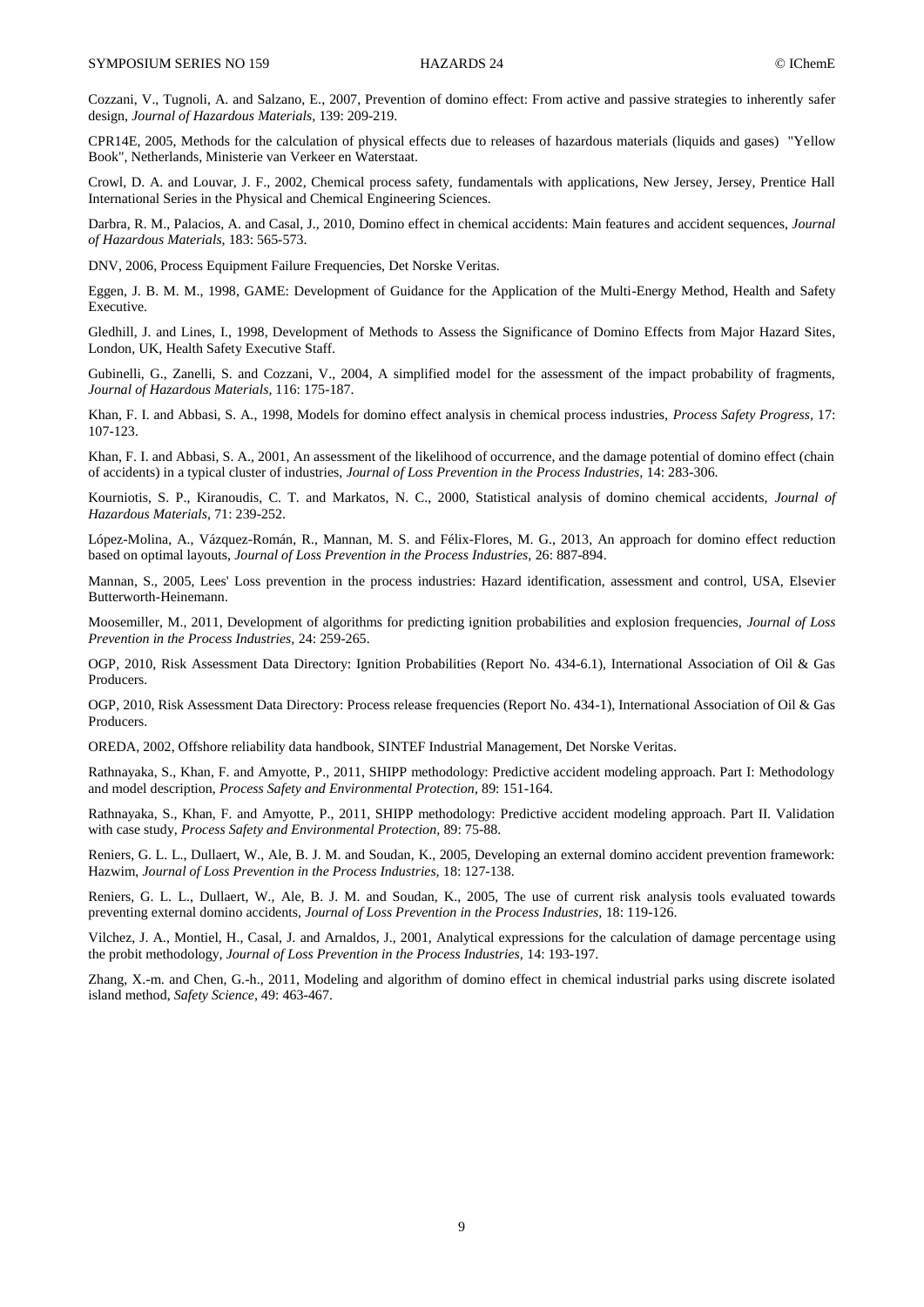Cozzani, V., Tugnoli, A. and Salzano, E., 2007, Prevention of domino effect: From active and passive strategies to inherently safer design, *Journal of Hazardous Materials,* 139: 209-219.

CPR14E, 2005, Methods for the calculation of physical effects due to releases of hazardous materials (liquids and gases) "Yellow Book", Netherlands, Ministerie van Verkeer en Waterstaat.

Crowl, D. A. and Louvar, J. F., 2002, Chemical process safety, fundamentals with applications, New Jersey, Jersey, Prentice Hall International Series in the Physical and Chemical Engineering Sciences.

Darbra, R. M., Palacios, A. and Casal, J., 2010, Domino effect in chemical accidents: Main features and accident sequences, *Journal of Hazardous Materials,* 183: 565-573.

DNV, 2006, Process Equipment Failure Frequencies, Det Norske Veritas.

Eggen, J. B. M. M., 1998, GAME: Development of Guidance for the Application of the Multi-Energy Method, Health and Safety Executive.

Gledhill, J. and Lines, I., 1998, Development of Methods to Assess the Significance of Domino Effects from Major Hazard Sites, London, UK, Health Safety Executive Staff.

Gubinelli, G., Zanelli, S. and Cozzani, V., 2004, A simplified model for the assessment of the impact probability of fragments, *Journal of Hazardous Materials,* 116: 175-187.

Khan, F. I. and Abbasi, S. A., 1998, Models for domino effect analysis in chemical process industries, *Process Safety Progress,* 17: 107-123.

Khan, F. I. and Abbasi, S. A., 2001, An assessment of the likelihood of occurrence, and the damage potential of domino effect (chain of accidents) in a typical cluster of industries, *Journal of Loss Prevention in the Process Industries,* 14: 283-306.

Kourniotis, S. P., Kiranoudis, C. T. and Markatos, N. C., 2000, Statistical analysis of domino chemical accidents, *Journal of Hazardous Materials,* 71: 239-252.

López-Molina, A., Vázquez-Román, R., Mannan, M. S. and Félix-Flores, M. G., 2013, An approach for domino effect reduction based on optimal layouts, *Journal of Loss Prevention in the Process Industries,* 26: 887-894.

Mannan, S., 2005, Lees' Loss prevention in the process industries: Hazard identification, assessment and control, USA, Elsevier Butterworth-Heinemann.

Moosemiller, M., 2011, Development of algorithms for predicting ignition probabilities and explosion frequencies, *Journal of Loss Prevention in the Process Industries,* 24: 259-265.

OGP, 2010, Risk Assessment Data Directory: Ignition Probabilities (Report No. 434-6.1), International Association of Oil & Gas Producers.

OGP, 2010, Risk Assessment Data Directory: Process release frequencies (Report No. 434-1), International Association of Oil & Gas Producers.

OREDA, 2002, Offshore reliability data handbook, SINTEF Industrial Management, Det Norske Veritas.

Rathnayaka, S., Khan, F. and Amyotte, P., 2011, SHIPP methodology: Predictive accident modeling approach. Part I: Methodology and model description, *Process Safety and Environmental Protection,* 89: 151-164.

Rathnayaka, S., Khan, F. and Amyotte, P., 2011, SHIPP methodology: Predictive accident modeling approach. Part II. Validation with case study, *Process Safety and Environmental Protection,* 89: 75-88.

Reniers, G. L. L., Dullaert, W., Ale, B. J. M. and Soudan, K., 2005, Developing an external domino accident prevention framework: Hazwim, *Journal of Loss Prevention in the Process Industries,* 18: 127-138.

Reniers, G. L. L., Dullaert, W., Ale, B. J. M. and Soudan, K., 2005, The use of current risk analysis tools evaluated towards preventing external domino accidents, *Journal of Loss Prevention in the Process Industries,* 18: 119-126.

Vilchez, J. A., Montiel, H., Casal, J. and Arnaldos, J., 2001, Analytical expressions for the calculation of damage percentage using the probit methodology, *Journal of Loss Prevention in the Process Industries,* 14: 193-197.

Zhang, X.-m. and Chen, G.-h., 2011, Modeling and algorithm of domino effect in chemical industrial parks using discrete isolated island method, *Safety Science,* 49: 463-467.